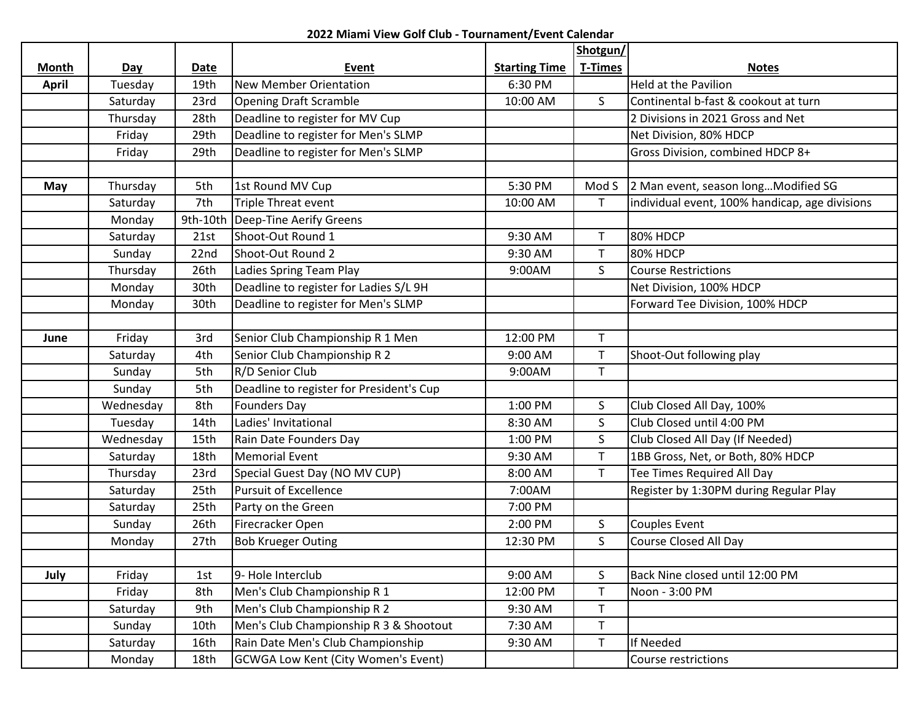**2022 Miami View Golf Club - Tournament/Event Calendar**

| Month | Day | Date | Event | Starting Time | Shotgun/ T-Times | Notes |
|---|---|---|---|---|---|---|
| **April** | Tuesday | 19th | New Member Orientation | 6:30 PM | | Held at the Pavilion |
| | Saturday | 23rd | Opening Draft Scramble | 10:00 AM | S | Continental b-fast & cookout at turn |
| | Thursday | 28th | Deadline to register for MV Cup | | | 2 Divisions in 2021 Gross and Net |
| | Friday | 29th | Deadline to register for Men's SLMP | | | Net Division, 80% HDCP |
| | Friday | 29th | Deadline to register for Men's SLMP | | | Gross Division, combined HDCP 8+ |
| | | | | | | |
| **May** | Thursday | 5th | 1st Round MV Cup | 5:30 PM | Mod S | 2 Man event, season long…Modified SG |
| | Saturday | 7th | Triple Threat event | 10:00 AM | T | individual event, 100% handicap, age divisions |
| | Monday | 9th-10th | Deep-Tine Aerify Greens | | | |
| | Saturday | 21st | Shoot-Out Round 1 | 9:30 AM | T | 80% HDCP |
| | Sunday | 22nd | Shoot-Out Round 2 | 9:30 AM | T | 80% HDCP |
| | Thursday | 26th | Ladies Spring Team Play | 9:00AM | S | Course Restrictions |
| | Monday | 30th | Deadline to register for Ladies S/L 9H | | | Net Division, 100% HDCP |
| | Monday | 30th | Deadline to register for Men's SLMP | | | Forward Tee Division, 100% HDCP |
| | | | | | | |
| **June** | Friday | 3rd | Senior Club Championship R 1 Men | 12:00 PM | T | |
| | Saturday | 4th | Senior Club Championship R 2 | 9:00 AM | T | Shoot-Out following play |
| | Sunday | 5th | R/D Senior Club | 9:00AM | T | |
| | Sunday | 5th | Deadline to register for President's Cup | | | |
| | Wednesday | 8th | Founders Day | 1:00 PM | S | Club Closed All Day, 100% |
| | Tuesday | 14th | Ladies' Invitational | 8:30 AM | S | Club Closed until 4:00 PM |
| | Wednesday | 15th | Rain Date Founders Day | 1:00 PM | S | Club Closed All Day (If Needed) |
| | Saturday | 18th | Memorial Event | 9:30 AM | T | 1BB Gross, Net, or Both, 80% HDCP |
| | Thursday | 23rd | Special Guest Day (NO MV CUP) | 8:00 AM | T | Tee Times Required All Day |
| | Saturday | 25th | Pursuit of Excellence | 7:00AM | | Register by 1:30PM during Regular Play |
| | Saturday | 25th | Party on the Green | 7:00 PM | | |
| | Sunday | 26th | Firecracker Open | 2:00 PM | S | Couples Event |
| | Monday | 27th | Bob Krueger Outing | 12:30 PM | S | Course Closed All Day |
| | | | | | | |
| **July** | Friday | 1st | 9- Hole Interclub | 9:00 AM | S | Back Nine closed until 12:00 PM |
| | Friday | 8th | Men's Club Championship R 1 | 12:00 PM | T | Noon - 3:00 PM |
| | Saturday | 9th | Men's Club Championship R 2 | 9:30 AM | T | |
| | Sunday | 10th | Men's Club Championship R 3 & Shootout | 7:30 AM | T | |
| | Saturday | 16th | Rain Date Men's Club Championship | 9:30 AM | T | If Needed |
| | Monday | 18th | GCWGA Low Kent (City Women's Event) | | | Course restrictions |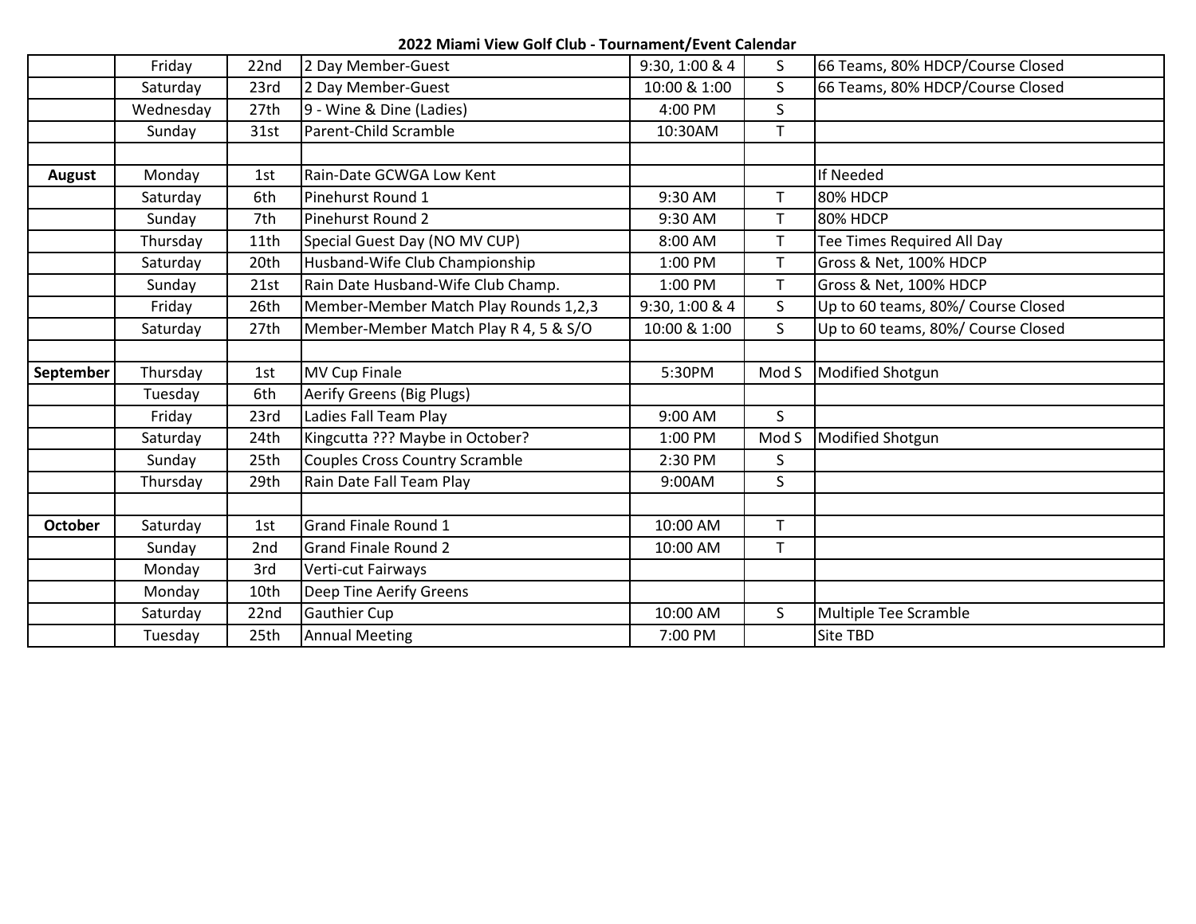**2022 Miami View Golf Club - Tournament/Event Calendar**

| | | | | | | |
|---|---|---|---|---|---|---|
| | Friday | 22nd | 2 Day Member-Guest | 9:30, 1:00 & 4 | S | 66 Teams, 80% HDCP/Course Closed |
| | Saturday | 23rd | 2 Day Member-Guest | 10:00 & 1:00 | S | 66 Teams, 80% HDCP/Course Closed |
| | Wednesday | 27th | 9 - Wine & Dine (Ladies) | 4:00 PM | S | |
| | Sunday | 31st | Parent-Child Scramble | 10:30AM | T | |
| | | | | | | |
| **August** | Monday | 1st | Rain-Date GCWGA Low Kent | | | If Needed |
| | Saturday | 6th | Pinehurst Round 1 | 9:30 AM | T | 80% HDCP |
| | Sunday | 7th | Pinehurst Round 2 | 9:30 AM | T | 80% HDCP |
| | Thursday | 11th | Special Guest Day (NO MV CUP) | 8:00 AM | T | Tee Times Required All Day |
| | Saturday | 20th | Husband-Wife Club Championship | 1:00 PM | T | Gross & Net, 100% HDCP |
| | Sunday | 21st | Rain Date Husband-Wife Club Champ. | 1:00 PM | T | Gross & Net, 100% HDCP |
| | Friday | 26th | Member-Member Match Play Rounds 1,2,3 | 9:30, 1:00 & 4 | S | Up to 60 teams, 80%/ Course Closed |
| | Saturday | 27th | Member-Member Match Play R 4, 5 & S/O | 10:00 & 1:00 | S | Up to 60 teams, 80%/ Course Closed |
| | | | | | | |
| **September** | Thursday | 1st | MV Cup Finale | 5:30PM | Mod S | Modified Shotgun |
| | Tuesday | 6th | Aerify Greens (Big Plugs) | | | |
| | Friday | 23rd | Ladies Fall Team Play | 9:00 AM | S | |
| | Saturday | 24th | Kingcutta ??? Maybe in October? | 1:00 PM | Mod S | Modified Shotgun |
| | Sunday | 25th | Couples Cross Country Scramble | 2:30 PM | S | |
| | Thursday | 29th | Rain Date Fall Team Play | 9:00AM | S | |
| | | | | | | |
| **October** | Saturday | 1st | Grand Finale Round 1 | 10:00 AM | T | |
| | Sunday | 2nd | Grand Finale Round 2 | 10:00 AM | T | |
| | Monday | 3rd | Verti-cut Fairways | | | |
| | Monday | 10th | Deep Tine Aerify Greens | | | |
| | Saturday | 22nd | Gauthier Cup | 10:00 AM | S | Multiple Tee Scramble |
| | Tuesday | 25th | Annual Meeting | 7:00 PM | | Site TBD |